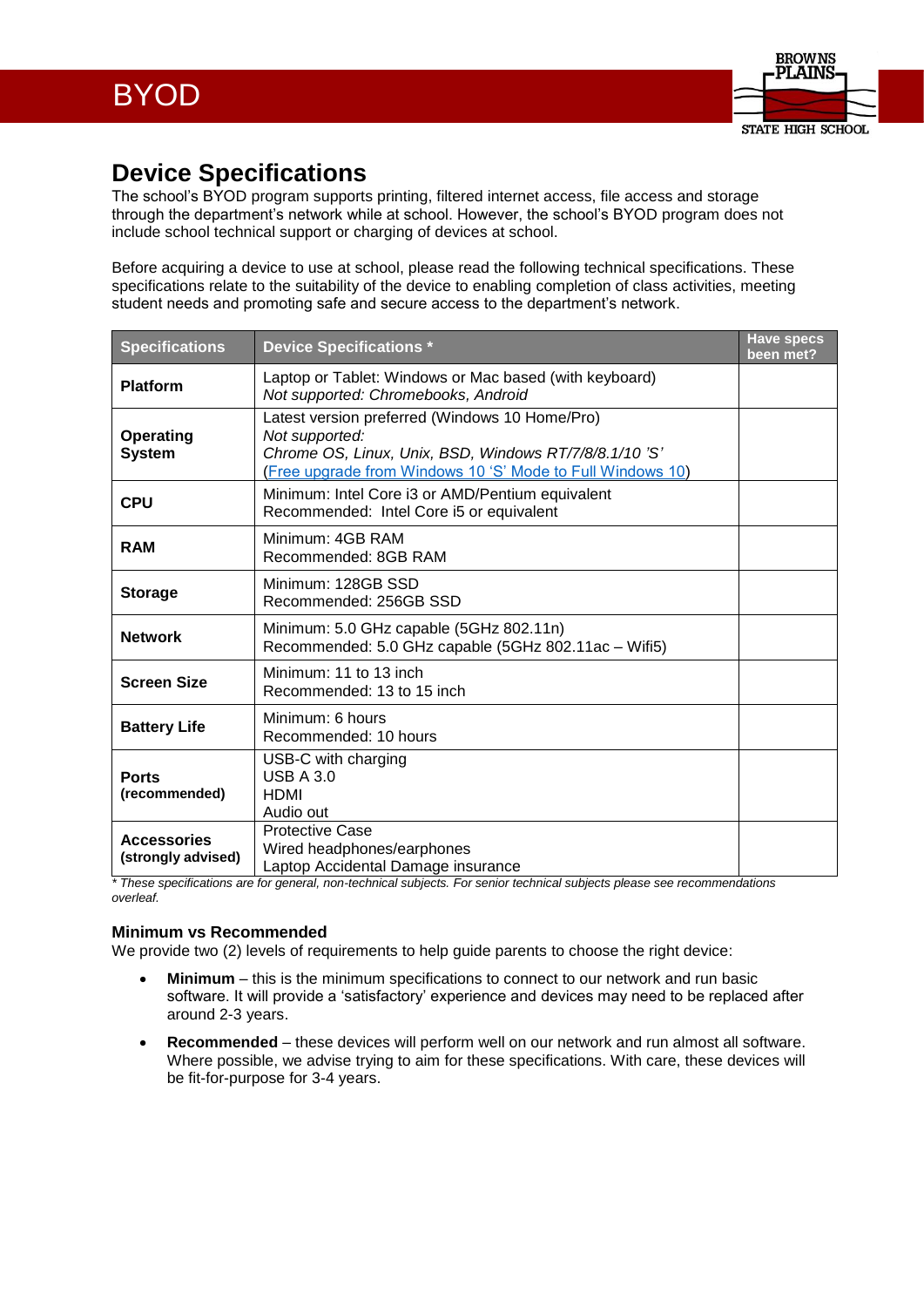# BYOD

BROWNS PLAINS STATE HIGH SCHOOL

## Device Specifications

The school's BYOD program supports printing, filtered internet access, file access and storage through the department's network while at school. However, the school's BYOD program does not include school technical support or charging of devices at school.

Before acquiring a device to use at school, please read the following technical specifications. These specifications relate to the suitability of the device to enabling completion of class activities, meeting student needs and promoting safe and secure access to the department's network.

| Specifications | Device Specifications * | Have specs been met? |
|---|---|---|
| **Platform** | Laptop or Tablet: Windows or Mac based (with keyboard)<br>*Not supported: Chromebooks, Android* | |
| **Operating System** | Latest version preferred (Windows 10 Home/Pro)<br>*Not supported:*<br>*Chrome OS, Linux, Unix, BSD, Windows RT/7/8/8.1/10 'S'*<br>([Free upgrade from Windows 10 'S' Mode to Full Windows 10]()) | |
| **CPU** | Minimum: Intel Core i3 or AMD/Pentium equivalent<br>Recommended: Intel Core i5 or equivalent | |
| **RAM** | Minimum: 4GB RAM<br>Recommended: 8GB RAM | |
| **Storage** | Minimum: 128GB SSD<br>Recommended: 256GB SSD | |
| **Network** | Minimum: 5.0 GHz capable (5GHz 802.11n)<br>Recommended: 5.0 GHz capable (5GHz 802.11ac – Wifi5) | |
| **Screen Size** | Minimum: 11 to 13 inch<br>Recommended: 13 to 15 inch | |
| **Battery Life** | Minimum: 6 hours<br>Recommended: 10 hours | |
| **Ports (recommended)** | USB-C with charging<br>USB A 3.0<br>HDMI<br>Audio out | |
| **Accessories (strongly advised)** | Protective Case<br>Wired headphones/earphones<br>Laptop Accidental Damage insurance | |

*\* These specifications are for general, non-technical subjects. For senior technical subjects please see recommendations overleaf.*

### Minimum vs Recommended

We provide two (2) levels of requirements to help guide parents to choose the right device:

- **Minimum** – this is the minimum specifications to connect to our network and run basic software. It will provide a 'satisfactory' experience and devices may need to be replaced after around 2-3 years.
- **Recommended** – these devices will perform well on our network and run almost all software. Where possible, we advise trying to aim for these specifications. With care, these devices will be fit-for-purpose for 3-4 years.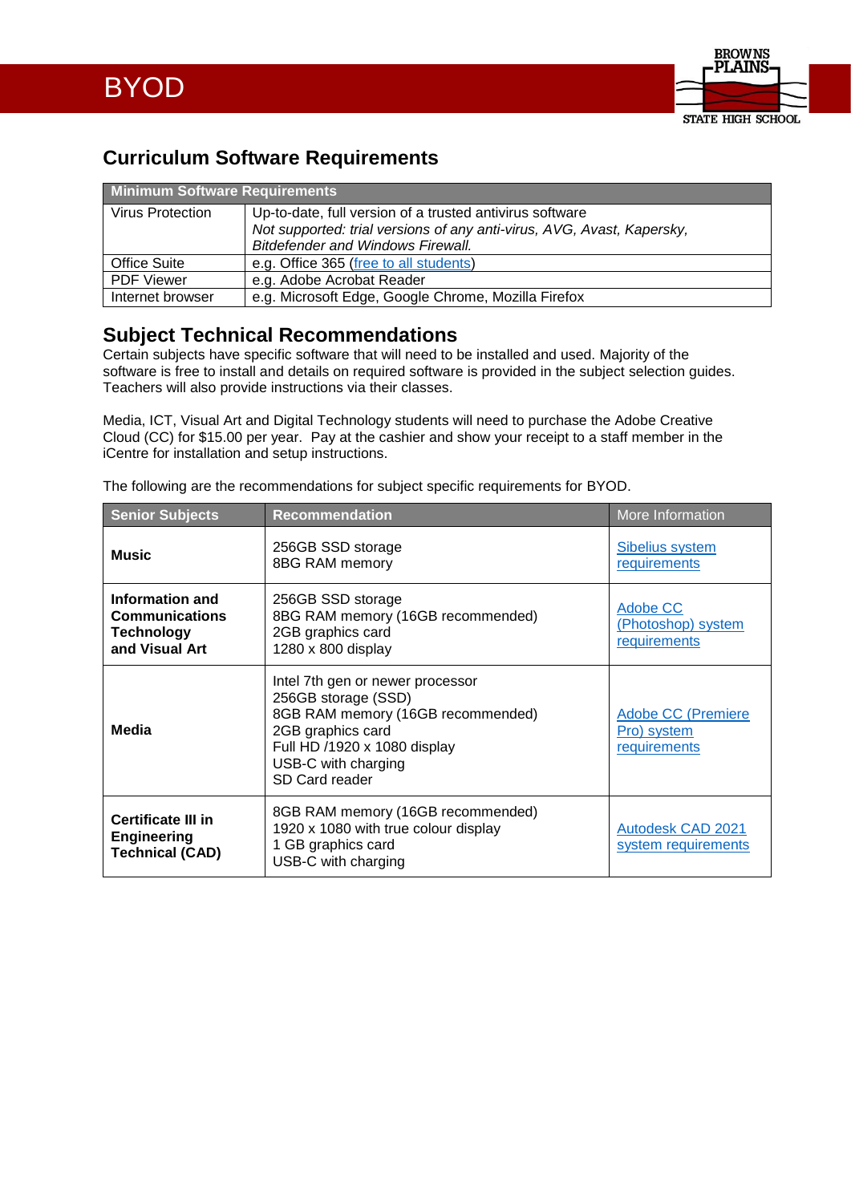# BYOD

## Curriculum Software Requirements

| Minimum Software Requirements | |
|---|---|
| Virus Protection | Up-to-date, full version of a trusted antivirus software<br>*Not supported: trial versions of any anti-virus, AVG, Avast, Kapersky, Bitdefender and Windows Firewall.* |
| Office Suite | e.g. Office 365 (free to all students) |
| PDF Viewer | e.g. Adobe Acrobat Reader |
| Internet browser | e.g. Microsoft Edge, Google Chrome, Mozilla Firefox |

## Subject Technical Recommendations

Certain subjects have specific software that will need to be installed and used. Majority of the software is free to install and details on required software is provided in the subject selection guides. Teachers will also provide instructions via their classes.

Media, ICT, Visual Art and Digital Technology students will need to purchase the Adobe Creative Cloud (CC) for $15.00 per year. Pay at the cashier and show your receipt to a staff member in the iCentre for installation and setup instructions.

The following are the recommendations for subject specific requirements for BYOD.

| Senior Subjects | Recommendation | More Information |
|---|---|---|
| **Music** | 256GB SSD storage<br>8BG RAM memory | Sibelius system requirements |
| **Information and Communications Technology and Visual Art** | 256GB SSD storage<br>8BG RAM memory (16GB recommended)<br>2GB graphics card<br>1280 x 800 display | Adobe CC (Photoshop) system requirements |
| **Media** | Intel 7th gen or newer processor<br>256GB storage (SSD)<br>8GB RAM memory (16GB recommended)<br>2GB graphics card<br>Full HD /1920 x 1080 display<br>USB-C with charging<br>SD Card reader | Adobe CC (Premiere Pro) system requirements |
| **Certificate III in Engineering Technical (CAD)** | 8GB RAM memory (16GB recommended)<br>1920 x 1080 with true colour display<br>1 GB graphics card<br>USB-C with charging | Autodesk CAD 2021 system requirements |